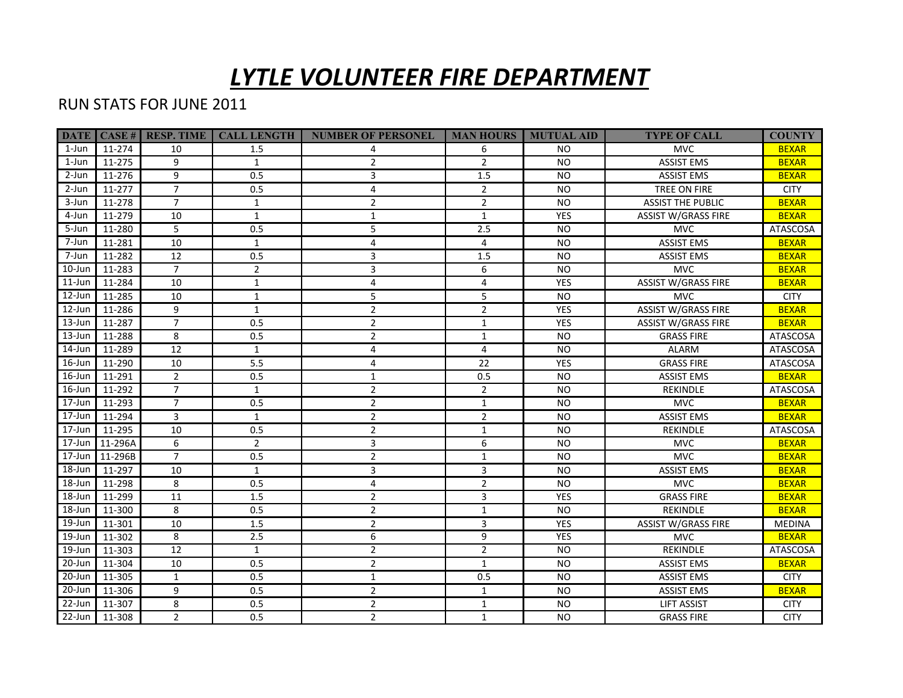# *LYTLE VOLUNTEER FIRE DEPARTMENT*

RUN STATS FOR JUNE 2011

| DATE | CASE # | RESP. TIME | CALL LENGTH | NUMBER OF PERSONEL | MAN HOURS | MUTUAL AID | TYPE OF CALL | COUNTY |
|---|---|---|---|---|---|---|---|---|
| 1-Jun | 11-274 | 10 | 1.5 | 4 | 6 | NO | MVC | BEXAR |
| 1-Jun | 11-275 | 9 | 1 | 2 | 2 | NO | ASSIST EMS | BEXAR |
| 2-Jun | 11-276 | 9 | 0.5 | 3 | 1.5 | NO | ASSIST EMS | BEXAR |
| 2-Jun | 11-277 | 7 | 0.5 | 4 | 2 | NO | TREE ON FIRE | CITY |
| 3-Jun | 11-278 | 7 | 1 | 2 | 2 | NO | ASSIST THE PUBLIC | BEXAR |
| 4-Jun | 11-279 | 10 | 1 | 1 | 1 | YES | ASSIST W/GRASS FIRE | BEXAR |
| 5-Jun | 11-280 | 5 | 0.5 | 5 | 2.5 | NO | MVC | ATASCOSA |
| 7-Jun | 11-281 | 10 | 1 | 4 | 4 | NO | ASSIST EMS | BEXAR |
| 7-Jun | 11-282 | 12 | 0.5 | 3 | 1.5 | NO | ASSIST EMS | BEXAR |
| 10-Jun | 11-283 | 7 | 2 | 3 | 6 | NO | MVC | BEXAR |
| 11-Jun | 11-284 | 10 | 1 | 4 | 4 | YES | ASSIST W/GRASS FIRE | BEXAR |
| 12-Jun | 11-285 | 10 | 1 | 5 | 5 | NO | MVC | CITY |
| 12-Jun | 11-286 | 9 | 1 | 2 | 2 | YES | ASSIST W/GRASS FIRE | BEXAR |
| 13-Jun | 11-287 | 7 | 0.5 | 2 | 1 | YES | ASSIST W/GRASS FIRE | BEXAR |
| 13-Jun | 11-288 | 8 | 0.5 | 2 | 1 | NO | GRASS FIRE | ATASCOSA |
| 14-Jun | 11-289 | 12 | 1 | 4 | 4 | NO | ALARM | ATASCOSA |
| 16-Jun | 11-290 | 10 | 5.5 | 4 | 22 | YES | GRASS FIRE | ATASCOSA |
| 16-Jun | 11-291 | 2 | 0.5 | 1 | 0.5 | NO | ASSIST EMS | BEXAR |
| 16-Jun | 11-292 | 7 | 1 | 2 | 2 | NO | REKINDLE | ATASCOSA |
| 17-Jun | 11-293 | 7 | 0.5 | 2 | 1 | NO | MVC | BEXAR |
| 17-Jun | 11-294 | 3 | 1 | 2 | 2 | NO | ASSIST EMS | BEXAR |
| 17-Jun | 11-295 | 10 | 0.5 | 2 | 1 | NO | REKINDLE | ATASCOSA |
| 17-Jun | 11-296A | 6 | 2 | 3 | 6 | NO | MVC | BEXAR |
| 17-Jun | 11-296B | 7 | 0.5 | 2 | 1 | NO | MVC | BEXAR |
| 18-Jun | 11-297 | 10 | 1 | 3 | 3 | NO | ASSIST EMS | BEXAR |
| 18-Jun | 11-298 | 8 | 0.5 | 4 | 2 | NO | MVC | BEXAR |
| 18-Jun | 11-299 | 11 | 1.5 | 2 | 3 | YES | GRASS FIRE | BEXAR |
| 18-Jun | 11-300 | 8 | 0.5 | 2 | 1 | NO | REKINDLE | BEXAR |
| 19-Jun | 11-301 | 10 | 1.5 | 2 | 3 | YES | ASSIST W/GRASS FIRE | MEDINA |
| 19-Jun | 11-302 | 8 | 2.5 | 6 | 9 | YES | MVC | BEXAR |
| 19-Jun | 11-303 | 12 | 1 | 2 | 2 | NO | REKINDLE | ATASCOSA |
| 20-Jun | 11-304 | 10 | 0.5 | 2 | 1 | NO | ASSIST EMS | BEXAR |
| 20-Jun | 11-305 | 1 | 0.5 | 1 | 0.5 | NO | ASSIST EMS | CITY |
| 20-Jun | 11-306 | 9 | 0.5 | 2 | 1 | NO | ASSIST EMS | BEXAR |
| 22-Jun | 11-307 | 8 | 0.5 | 2 | 1 | NO | LIFT ASSIST | CITY |
| 22-Jun | 11-308 | 2 | 0.5 | 2 | 1 | NO | GRASS FIRE | CITY |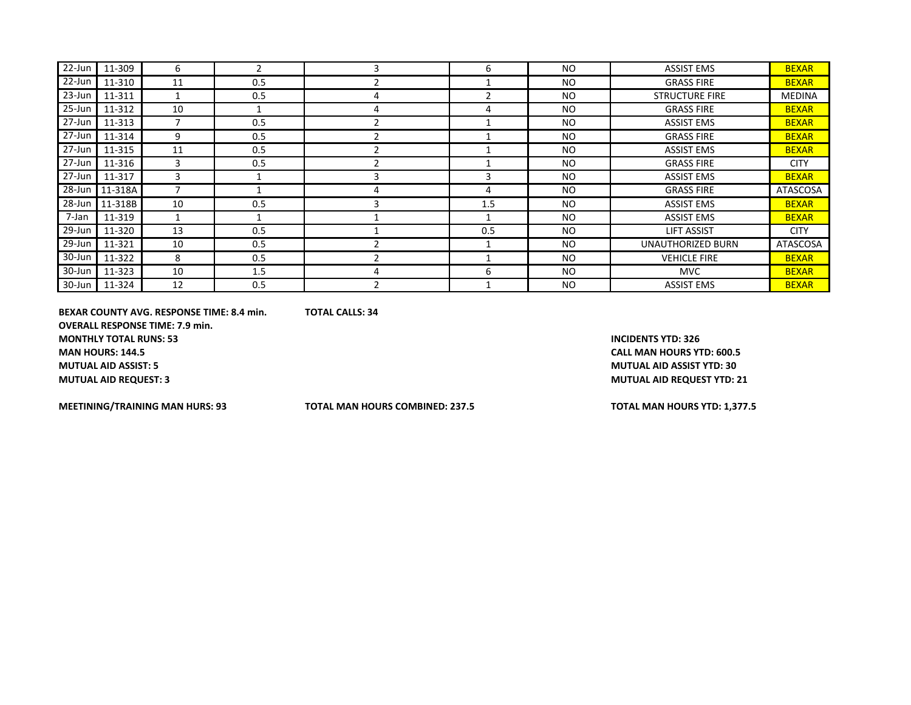| | | | | | | | | |
|---|---|---|---|---|---|---|---|---|
| 22-Jun | 11-309 | 6 | 2 | 3 | 6 | NO | ASSIST EMS | BEXAR |
| 22-Jun | 11-310 | 11 | 0.5 | 2 | 1 | NO | GRASS FIRE | BEXAR |
| 23-Jun | 11-311 | 1 | 0.5 | 4 | 2 | NO | STRUCTURE FIRE | MEDINA |
| 25-Jun | 11-312 | 10 | 1 | 4 | 4 | NO | GRASS FIRE | BEXAR |
| 27-Jun | 11-313 | 7 | 0.5 | 2 | 1 | NO | ASSIST EMS | BEXAR |
| 27-Jun | 11-314 | 9 | 0.5 | 2 | 1 | NO | GRASS FIRE | BEXAR |
| 27-Jun | 11-315 | 11 | 0.5 | 2 | 1 | NO | ASSIST EMS | BEXAR |
| 27-Jun | 11-316 | 3 | 0.5 | 2 | 1 | NO | GRASS FIRE | CITY |
| 27-Jun | 11-317 | 3 | 1 | 3 | 3 | NO | ASSIST EMS | BEXAR |
| 28-Jun | 11-318A | 7 | 1 | 4 | 4 | NO | GRASS FIRE | ATASCOSA |
| 28-Jun | 11-318B | 10 | 0.5 | 3 | 1.5 | NO | ASSIST EMS | BEXAR |
| 7-Jan | 11-319 | 1 | 1 | 1 | 1 | NO | ASSIST EMS | BEXAR |
| 29-Jun | 11-320 | 13 | 0.5 | 1 | 0.5 | NO | LIFT ASSIST | CITY |
| 29-Jun | 11-321 | 10 | 0.5 | 2 | 1 | NO | UNAUTHORIZED BURN | ATASCOSA |
| 30-Jun | 11-322 | 8 | 0.5 | 2 | 1 | NO | VEHICLE FIRE | BEXAR |
| 30-Jun | 11-323 | 10 | 1.5 | 4 | 6 | NO | MVC | BEXAR |
| 30-Jun | 11-324 | 12 | 0.5 | 2 | 1 | NO | ASSIST EMS | BEXAR |

**BEXAR COUNTY AVG. RESPONSE TIME: 8.4 min.**

**TOTAL CALLS: 34**

**OVERALL RESPONSE TIME: 7.9 min.**

**MONTHLY TOTAL RUNS: 53**

**MAN HOURS: 144.5**

**MUTUAL AID ASSIST: 5**

**MUTUAL AID REQUEST: 3**

**INCIDENTS YTD: 326**

**CALL MAN HOURS YTD: 600.5**

**MUTUAL AID ASSIST YTD: 30**

**MUTUAL AID REQUEST YTD: 21**

**MEETINING/TRAINING MAN HURS: 93**

**TOTAL MAN HOURS COMBINED: 237.5**

**TOTAL MAN HOURS YTD: 1,377.5**